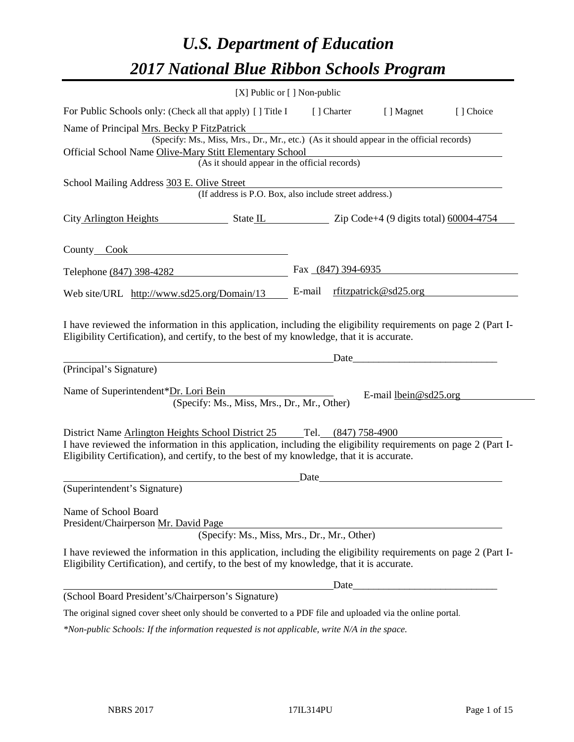# *U.S. Department of Education*

# *2017 National Blue Ribbon Schools Program*

[X] Public or [ ] Non-public

For Public Schools only: (Check all that apply) [ ] Title I [ ] Charter [ ] Magnet [ ] Choice

Name of Principal Mrs. Becky P FitzPatrick
(Specify: Ms., Miss, Mrs., Dr., Mr., etc.) (As it should appear in the official records)

Official School Name Olive-Mary Stitt Elementary School
(As it should appear in the official records)

School Mailing Address 303 E. Olive Street
(If address is P.O. Box, also include street address.)

City Arlington Heights State IL Zip Code+4 (9 digits total) 60004-4754

County Cook

Telephone (847) 398-4282 Fax (847) 394-6935

Web site/URL http://www.sd25.org/Domain/13 E-mail rfitzpatrick@sd25.org

I have reviewed the information in this application, including the eligibility requirements on page 2 (Part I-Eligibility Certification), and certify, to the best of my knowledge, that it is accurate.

_______________________________________ Date_____________________
(Principal's Signature)

Name of Superintendent*Dr. Lori Bein E-mail lbein@sd25.org
(Specify: Ms., Miss, Mrs., Dr., Mr., Other)

District Name Arlington Heights School District 25 Tel. (847) 758-4900

I have reviewed the information in this application, including the eligibility requirements on page 2 (Part I-Eligibility Certification), and certify, to the best of my knowledge, that it is accurate.

_______________________________________ Date_____________________
(Superintendent's Signature)

Name of School Board
President/Chairperson Mr. David Page
(Specify: Ms., Miss, Mrs., Dr., Mr., Other)

I have reviewed the information in this application, including the eligibility requirements on page 2 (Part I-Eligibility Certification), and certify, to the best of my knowledge, that it is accurate.

_______________________________________ Date_____________________
(School Board President's/Chairperson's Signature)

The original signed cover sheet only should be converted to a PDF file and uploaded via the online portal.

*\*Non-public Schools: If the information requested is not applicable, write N/A in the space.*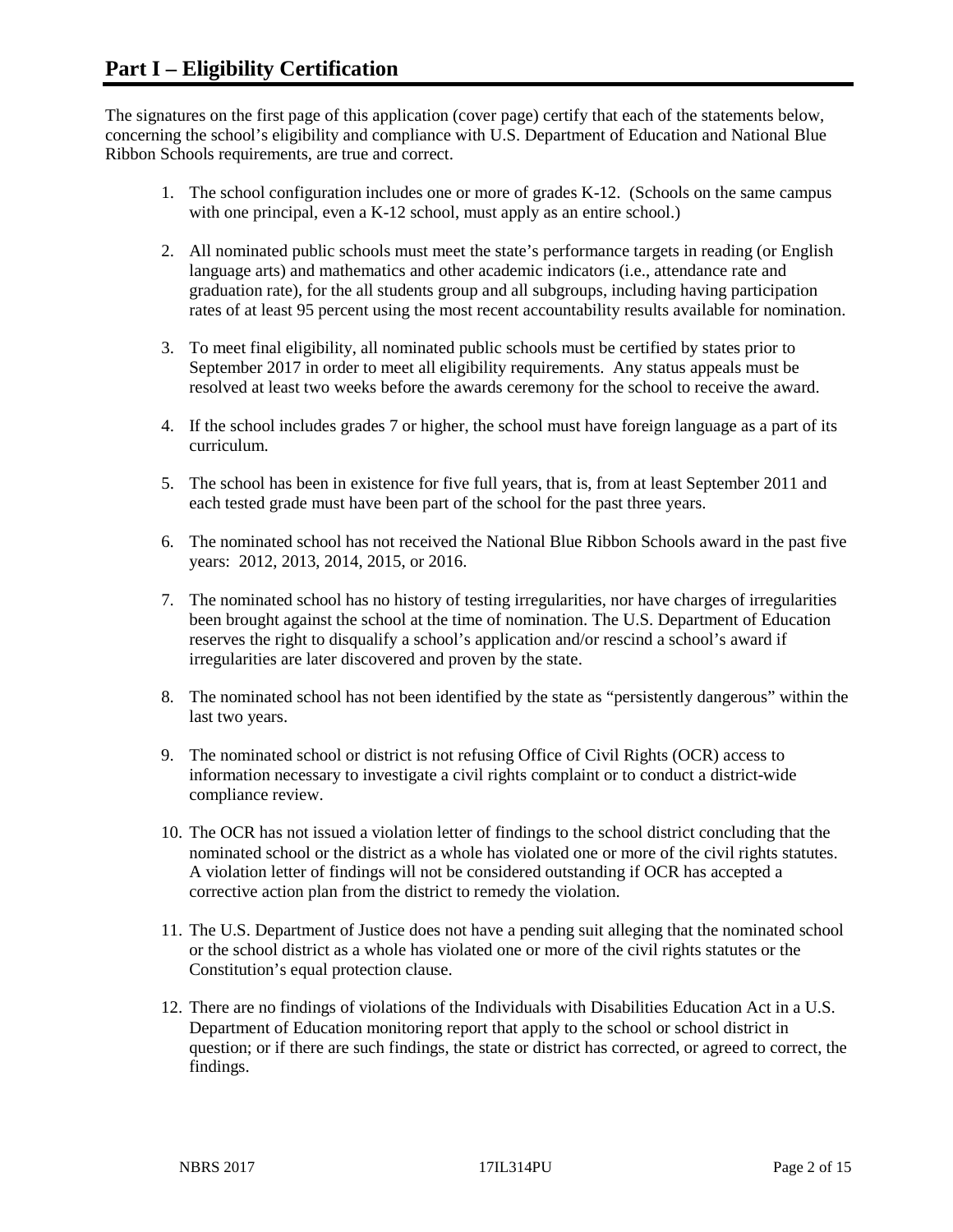# Part I – Eligibility Certification

The signatures on the first page of this application (cover page) certify that each of the statements below, concerning the school's eligibility and compliance with U.S. Department of Education and National Blue Ribbon Schools requirements, are true and correct.

1. The school configuration includes one or more of grades K-12. (Schools on the same campus with one principal, even a K-12 school, must apply as an entire school.)
2. All nominated public schools must meet the state's performance targets in reading (or English language arts) and mathematics and other academic indicators (i.e., attendance rate and graduation rate), for the all students group and all subgroups, including having participation rates of at least 95 percent using the most recent accountability results available for nomination.
3. To meet final eligibility, all nominated public schools must be certified by states prior to September 2017 in order to meet all eligibility requirements. Any status appeals must be resolved at least two weeks before the awards ceremony for the school to receive the award.
4. If the school includes grades 7 or higher, the school must have foreign language as a part of its curriculum.
5. The school has been in existence for five full years, that is, from at least September 2011 and each tested grade must have been part of the school for the past three years.
6. The nominated school has not received the National Blue Ribbon Schools award in the past five years: 2012, 2013, 2014, 2015, or 2016.
7. The nominated school has no history of testing irregularities, nor have charges of irregularities been brought against the school at the time of nomination. The U.S. Department of Education reserves the right to disqualify a school's application and/or rescind a school's award if irregularities are later discovered and proven by the state.
8. The nominated school has not been identified by the state as "persistently dangerous" within the last two years.
9. The nominated school or district is not refusing Office of Civil Rights (OCR) access to information necessary to investigate a civil rights complaint or to conduct a district-wide compliance review.
10. The OCR has not issued a violation letter of findings to the school district concluding that the nominated school or the district as a whole has violated one or more of the civil rights statutes. A violation letter of findings will not be considered outstanding if OCR has accepted a corrective action plan from the district to remedy the violation.
11. The U.S. Department of Justice does not have a pending suit alleging that the nominated school or the school district as a whole has violated one or more of the civil rights statutes or the Constitution's equal protection clause.
12. There are no findings of violations of the Individuals with Disabilities Education Act in a U.S. Department of Education monitoring report that apply to the school or school district in question; or if there are such findings, the state or district has corrected, or agreed to correct, the findings.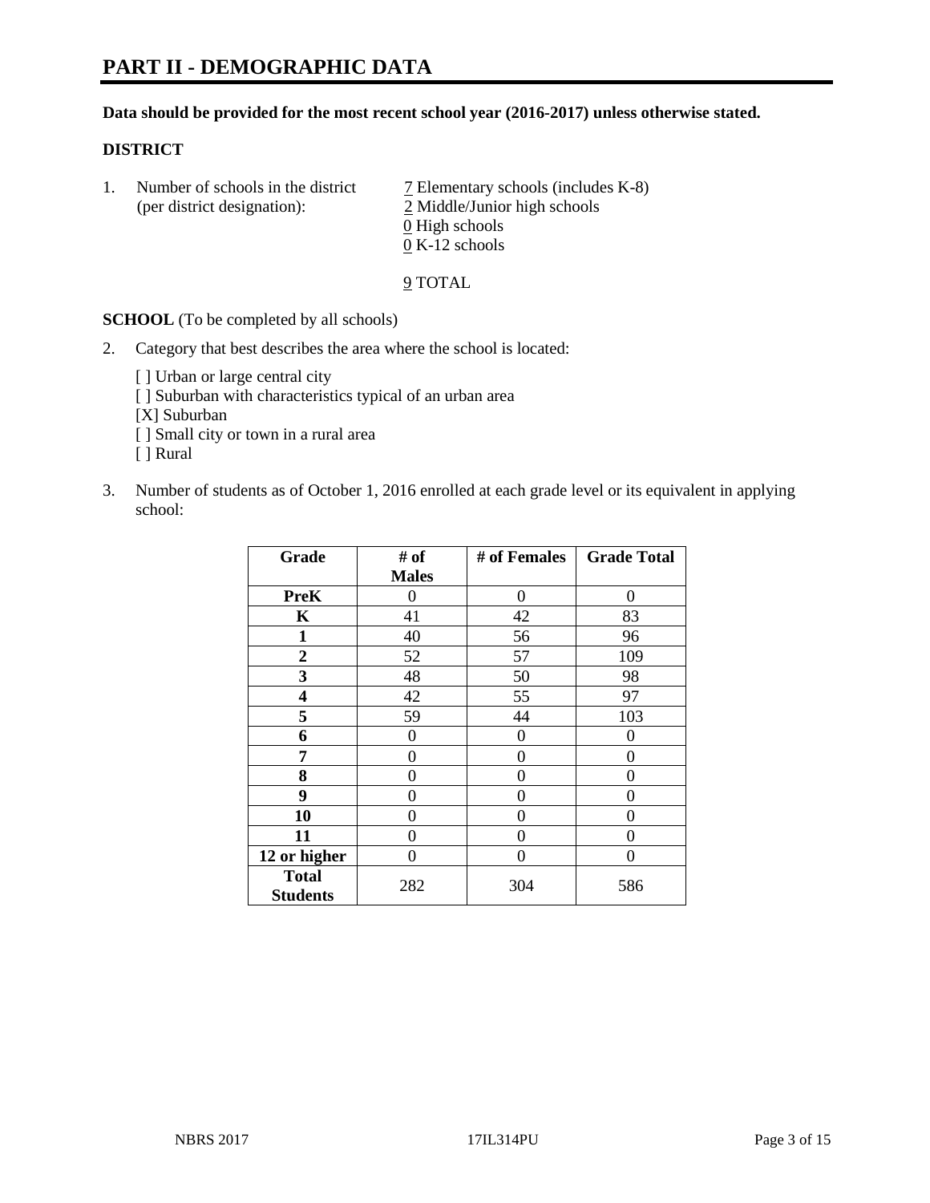# PART II - DEMOGRAPHIC DATA

**Data should be provided for the most recent school year (2016-2017) unless otherwise stated.**

**DISTRICT**

1. Number of schools in the district (per district designation):
   7 Elementary schools (includes K-8)
   2 Middle/Junior high schools
   0 High schools
   0 K-12 schools

   9 TOTAL

**SCHOOL** (To be completed by all schools)

2. Category that best describes the area where the school is located:

   [ ] Urban or large central city
   [ ] Suburban with characteristics typical of an urban area
   [X] Suburban
   [ ] Small city or town in a rural area
   [ ] Rural

3. Number of students as of October 1, 2016 enrolled at each grade level or its equivalent in applying school:

| Grade | # of Males | # of Females | Grade Total |
|---|---|---|---|
| **PreK** | 0 | 0 | 0 |
| **K** | 41 | 42 | 83 |
| **1** | 40 | 56 | 96 |
| **2** | 52 | 57 | 109 |
| **3** | 48 | 50 | 98 |
| **4** | 42 | 55 | 97 |
| **5** | 59 | 44 | 103 |
| **6** | 0 | 0 | 0 |
| **7** | 0 | 0 | 0 |
| **8** | 0 | 0 | 0 |
| **9** | 0 | 0 | 0 |
| **10** | 0 | 0 | 0 |
| **11** | 0 | 0 | 0 |
| **12 or higher** | 0 | 0 | 0 |
| **Total Students** | 282 | 304 | 586 |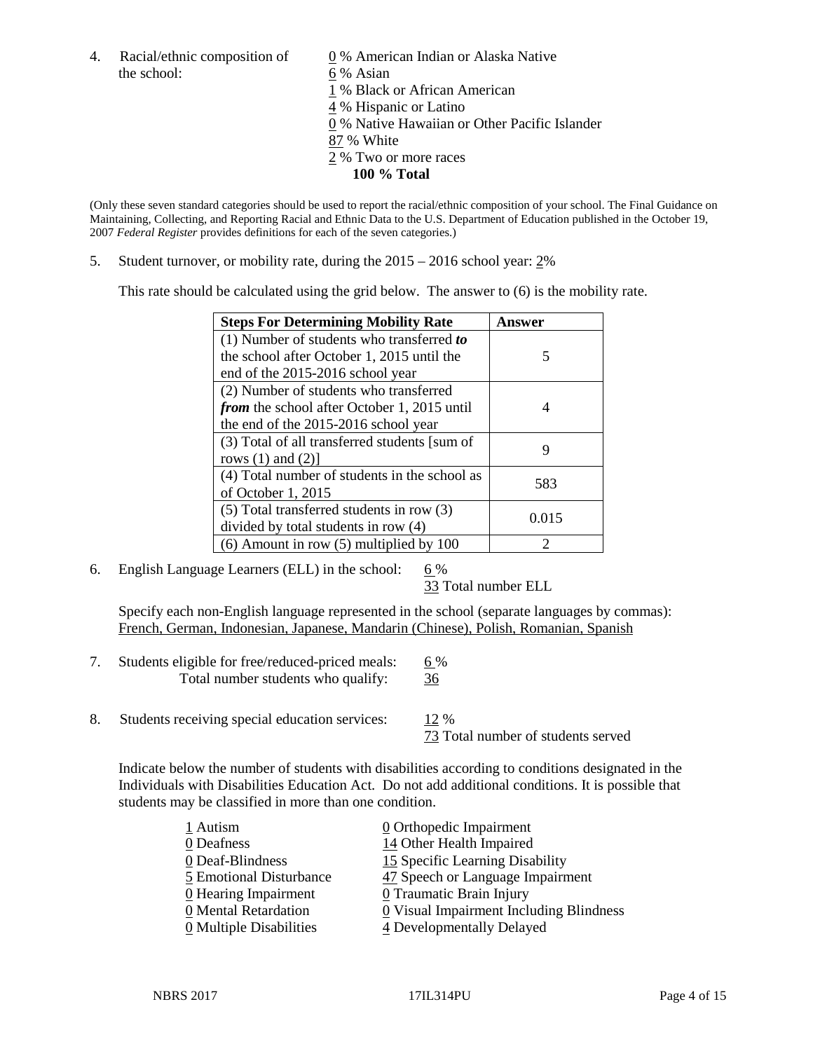4. Racial/ethnic composition of the school:

   0 % American Indian or Alaska Native
   6 % Asian
   1 % Black or African American
   4 % Hispanic or Latino
   0 % Native Hawaiian or Other Pacific Islander
   87 % White
   2 % Two or more races
   **100 % Total**

(Only these seven standard categories should be used to report the racial/ethnic composition of your school. The Final Guidance on Maintaining, Collecting, and Reporting Racial and Ethnic Data to the U.S. Department of Education published in the October 19, 2007 *Federal Register* provides definitions for each of the seven categories.)

5. Student turnover, or mobility rate, during the 2015 – 2016 school year: 2%

   This rate should be calculated using the grid below. The answer to (6) is the mobility rate.

| Steps For Determining Mobility Rate | Answer |
|---|---|
| (1) Number of students who transferred ***to*** the school after October 1, 2015 until the end of the 2015-2016 school year | 5 |
| (2) Number of students who transferred ***from*** the school after October 1, 2015 until the end of the 2015-2016 school year | 4 |
| (3) Total of all transferred students [sum of rows (1) and (2)] | 9 |
| (4) Total number of students in the school as of October 1, 2015 | 583 |
| (5) Total transferred students in row (3) divided by total students in row (4) | 0.015 |
| (6) Amount in row (5) multiplied by 100 | 2 |

6. English Language Learners (ELL) in the school: 6 %
   33 Total number ELL

   Specify each non-English language represented in the school (separate languages by commas):
   French, German, Indonesian, Japanese, Mandarin (Chinese), Polish, Romanian, Spanish

7. Students eligible for free/reduced-priced meals: 6 %
   Total number students who qualify: 36

8. Students receiving special education services: 12 %
   73 Total number of students served

   Indicate below the number of students with disabilities according to conditions designated in the Individuals with Disabilities Education Act. Do not add additional conditions. It is possible that students may be classified in more than one condition.

   1 Autism
   0 Deafness
   0 Deaf-Blindness
   5 Emotional Disturbance
   0 Hearing Impairment
   0 Mental Retardation
   0 Multiple Disabilities
   0 Orthopedic Impairment
   14 Other Health Impaired
   15 Specific Learning Disability
   47 Speech or Language Impairment
   0 Traumatic Brain Injury
   0 Visual Impairment Including Blindness
   4 Developmentally Delayed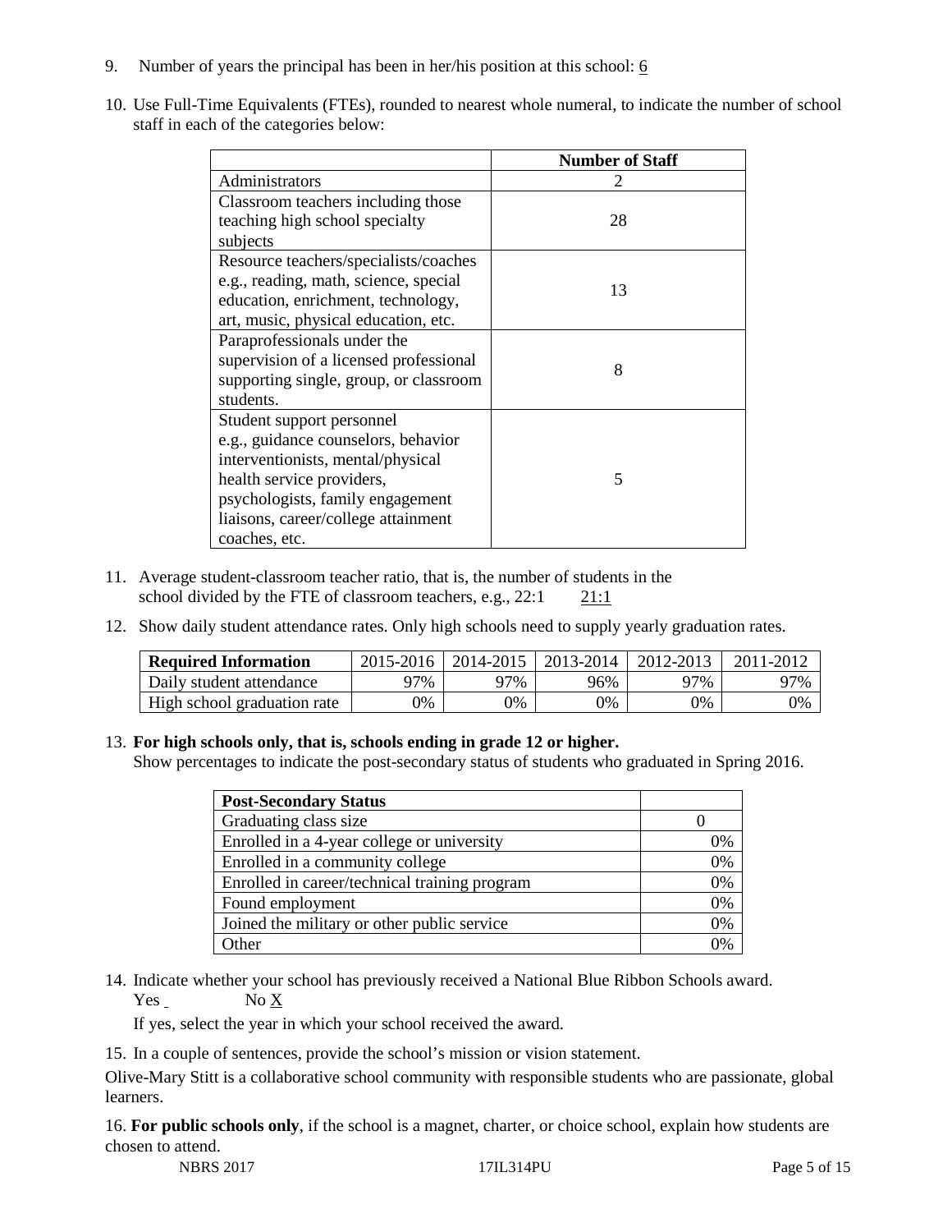9. Number of years the principal has been in her/his position at this school: 6

10. Use Full-Time Equivalents (FTEs), rounded to nearest whole numeral, to indicate the number of school staff in each of the categories below:

| | Number of Staff |
|---|---|
| Administrators | 2 |
| Classroom teachers including those teaching high school specialty subjects | 28 |
| Resource teachers/specialists/coaches e.g., reading, math, science, special education, enrichment, technology, art, music, physical education, etc. | 13 |
| Paraprofessionals under the supervision of a licensed professional supporting single, group, or classroom students. | 8 |
| Student support personnel e.g., guidance counselors, behavior interventionists, mental/physical health service providers, psychologists, family engagement liaisons, career/college attainment coaches, etc. | 5 |

11. Average student-classroom teacher ratio, that is, the number of students in the school divided by the FTE of classroom teachers, e.g., 22:1 21:1

12. Show daily student attendance rates. Only high schools need to supply yearly graduation rates.

| Required Information | 2015-2016 | 2014-2015 | 2013-2014 | 2012-2013 | 2011-2012 |
|---|---|---|---|---|---|
| Daily student attendance | 97% | 97% | 96% | 97% | 97% |
| High school graduation rate | 0% | 0% | 0% | 0% | 0% |

13. **For high schools only, that is, schools ending in grade 12 or higher.**
Show percentages to indicate the post-secondary status of students who graduated in Spring 2016.

| Post-Secondary Status | |
|---|---|
| Graduating class size | 0 |
| Enrolled in a 4-year college or university | 0% |
| Enrolled in a community college | 0% |
| Enrolled in career/technical training program | 0% |
| Found employment | 0% |
| Joined the military or other public service | 0% |
| Other | 0% |

14. Indicate whether your school has previously received a National Blue Ribbon Schools award.
Yes No X

If yes, select the year in which your school received the award.

15. In a couple of sentences, provide the school's mission or vision statement.

Olive-Mary Stitt is a collaborative school community with responsible students who are passionate, global learners.

16. **For public schools only**, if the school is a magnet, charter, or choice school, explain how students are chosen to attend.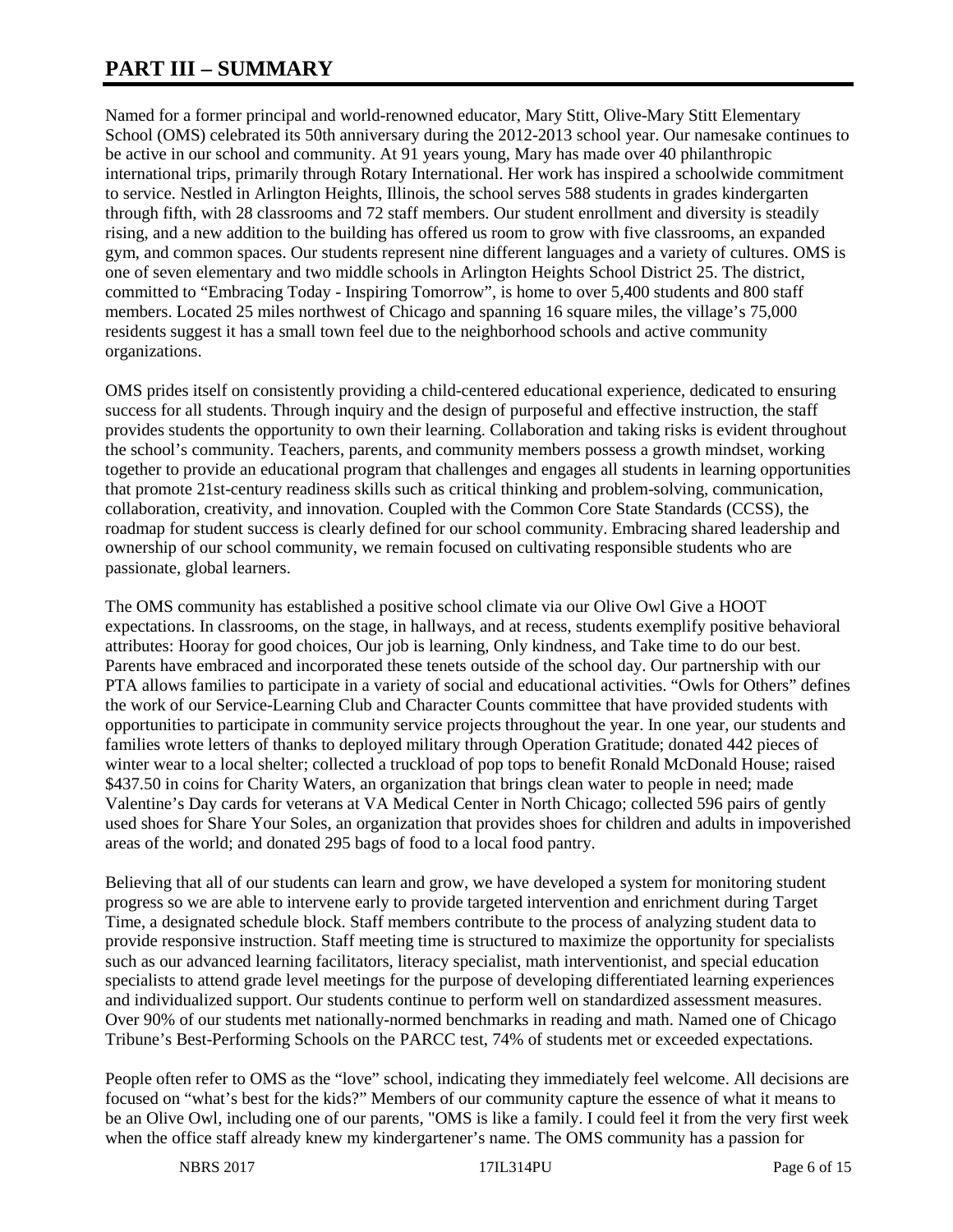# PART III – SUMMARY

Named for a former principal and world-renowned educator, Mary Stitt, Olive-Mary Stitt Elementary School (OMS) celebrated its 50th anniversary during the 2012-2013 school year. Our namesake continues to be active in our school and community. At 91 years young, Mary has made over 40 philanthropic international trips, primarily through Rotary International. Her work has inspired a schoolwide commitment to service. Nestled in Arlington Heights, Illinois, the school serves 588 students in grades kindergarten through fifth, with 28 classrooms and 72 staff members. Our student enrollment and diversity is steadily rising, and a new addition to the building has offered us room to grow with five classrooms, an expanded gym, and common spaces. Our students represent nine different languages and a variety of cultures. OMS is one of seven elementary and two middle schools in Arlington Heights School District 25. The district, committed to "Embracing Today - Inspiring Tomorrow", is home to over 5,400 students and 800 staff members. Located 25 miles northwest of Chicago and spanning 16 square miles, the village's 75,000 residents suggest it has a small town feel due to the neighborhood schools and active community organizations.

OMS prides itself on consistently providing a child-centered educational experience, dedicated to ensuring success for all students. Through inquiry and the design of purposeful and effective instruction, the staff provides students the opportunity to own their learning. Collaboration and taking risks is evident throughout the school's community. Teachers, parents, and community members possess a growth mindset, working together to provide an educational program that challenges and engages all students in learning opportunities that promote 21st-century readiness skills such as critical thinking and problem-solving, communication, collaboration, creativity, and innovation. Coupled with the Common Core State Standards (CCSS), the roadmap for student success is clearly defined for our school community. Embracing shared leadership and ownership of our school community, we remain focused on cultivating responsible students who are passionate, global learners.

The OMS community has established a positive school climate via our Olive Owl Give a HOOT expectations. In classrooms, on the stage, in hallways, and at recess, students exemplify positive behavioral attributes: Hooray for good choices, Our job is learning, Only kindness, and Take time to do our best. Parents have embraced and incorporated these tenets outside of the school day. Our partnership with our PTA allows families to participate in a variety of social and educational activities. "Owls for Others" defines the work of our Service-Learning Club and Character Counts committee that have provided students with opportunities to participate in community service projects throughout the year. In one year, our students and families wrote letters of thanks to deployed military through Operation Gratitude; donated 442 pieces of winter wear to a local shelter; collected a truckload of pop tops to benefit Ronald McDonald House; raised $437.50 in coins for Charity Waters, an organization that brings clean water to people in need; made Valentine's Day cards for veterans at VA Medical Center in North Chicago; collected 596 pairs of gently used shoes for Share Your Soles, an organization that provides shoes for children and adults in impoverished areas of the world; and donated 295 bags of food to a local food pantry.

Believing that all of our students can learn and grow, we have developed a system for monitoring student progress so we are able to intervene early to provide targeted intervention and enrichment during Target Time, a designated schedule block. Staff members contribute to the process of analyzing student data to provide responsive instruction. Staff meeting time is structured to maximize the opportunity for specialists such as our advanced learning facilitators, literacy specialist, math interventionist, and special education specialists to attend grade level meetings for the purpose of developing differentiated learning experiences and individualized support. Our students continue to perform well on standardized assessment measures. Over 90% of our students met nationally-normed benchmarks in reading and math. Named one of Chicago Tribune's Best-Performing Schools on the PARCC test, 74% of students met or exceeded expectations.

People often refer to OMS as the "love" school, indicating they immediately feel welcome. All decisions are focused on "what's best for the kids?" Members of our community capture the essence of what it means to be an Olive Owl, including one of our parents, "OMS is like a family. I could feel it from the very first week when the office staff already knew my kindergartener's name. The OMS community has a passion for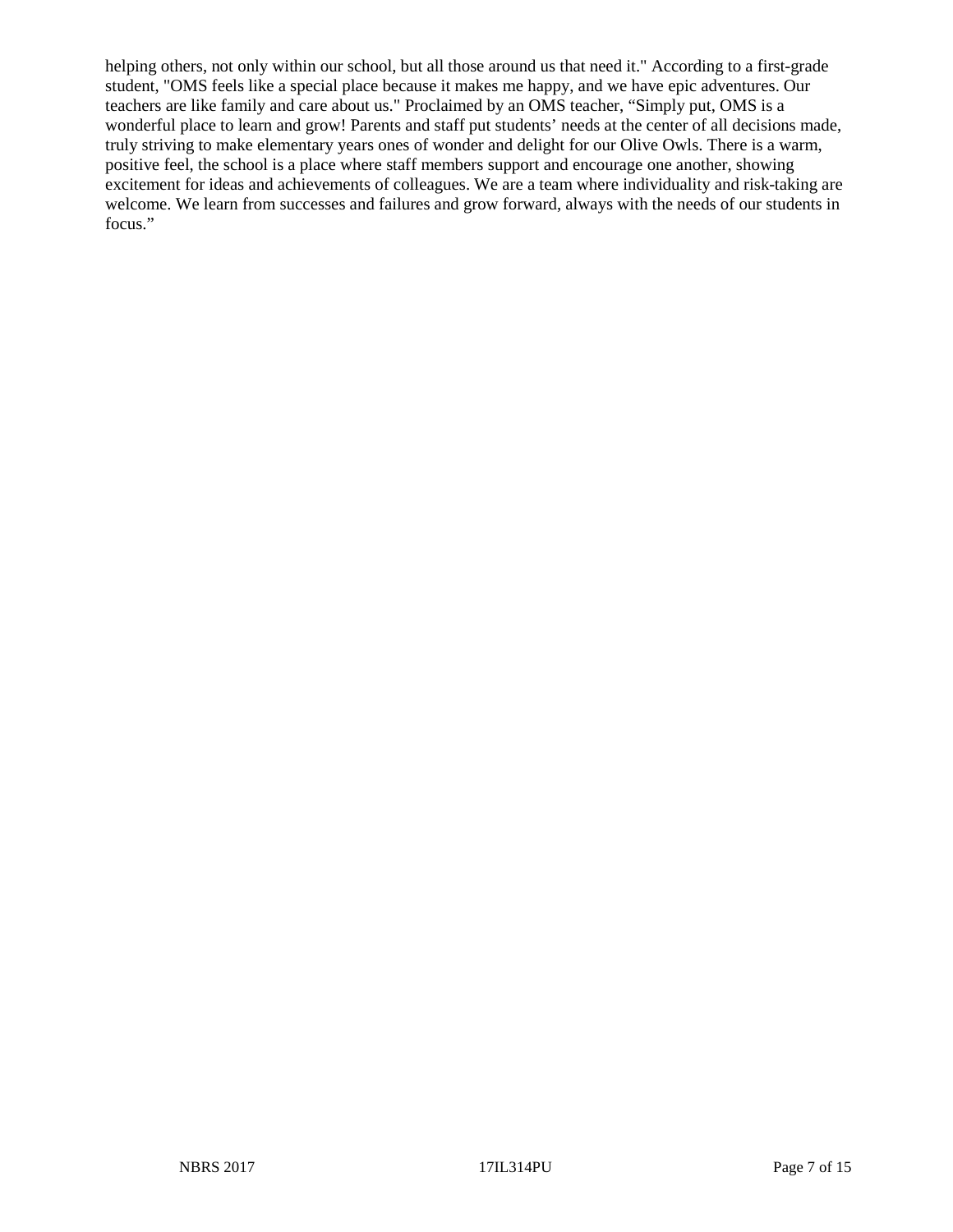helping others, not only within our school, but all those around us that need it." According to a first-grade student, "OMS feels like a special place because it makes me happy, and we have epic adventures. Our teachers are like family and care about us." Proclaimed by an OMS teacher, “Simply put, OMS is a wonderful place to learn and grow! Parents and staff put students’ needs at the center of all decisions made, truly striving to make elementary years ones of wonder and delight for our Olive Owls. There is a warm, positive feel, the school is a place where staff members support and encourage one another, showing excitement for ideas and achievements of colleagues. We are a team where individuality and risk-taking are welcome. We learn from successes and failures and grow forward, always with the needs of our students in focus.”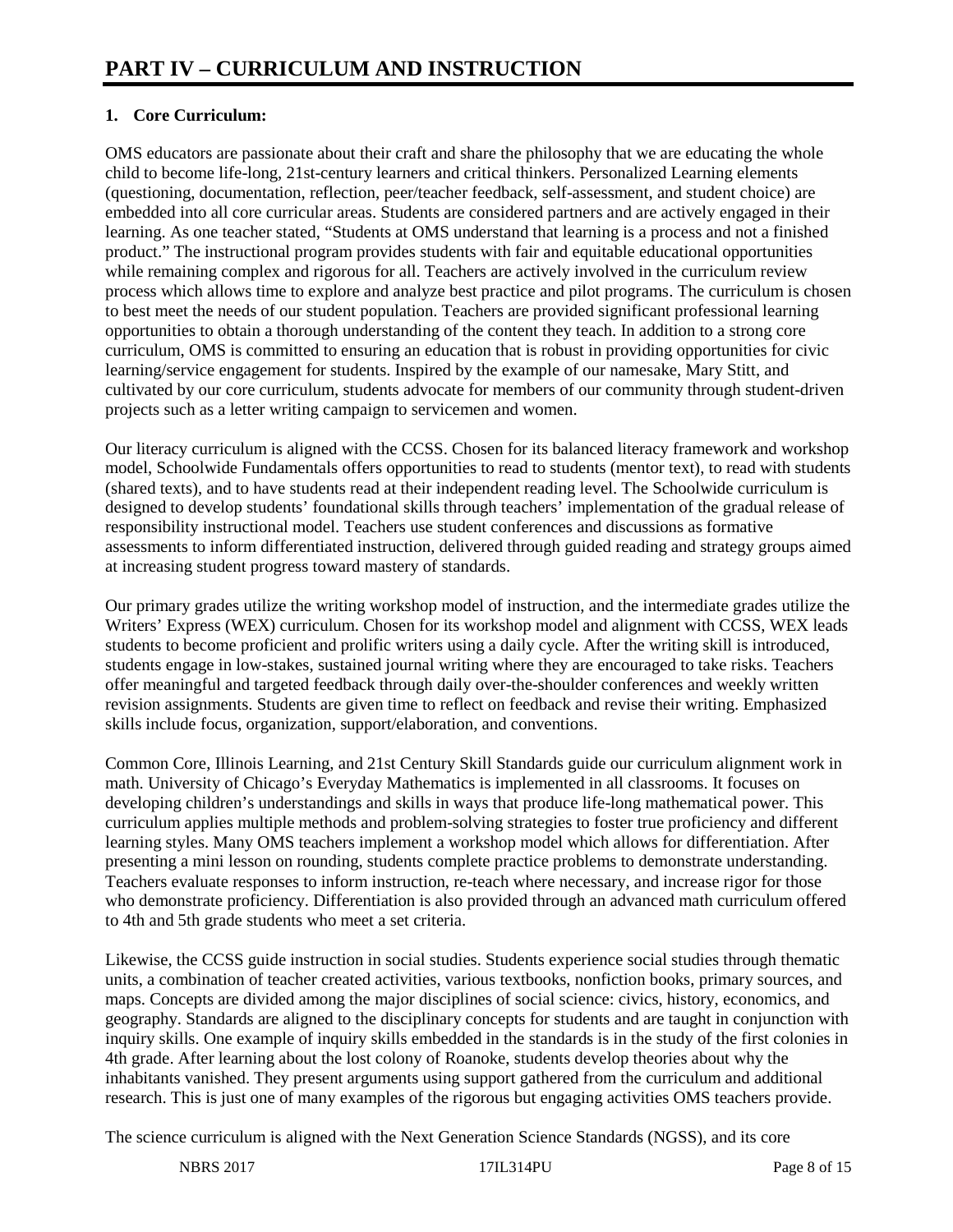# PART IV – CURRICULUM AND INSTRUCTION

**1. Core Curriculum:**

OMS educators are passionate about their craft and share the philosophy that we are educating the whole child to become life-long, 21st-century learners and critical thinkers. Personalized Learning elements (questioning, documentation, reflection, peer/teacher feedback, self-assessment, and student choice) are embedded into all core curricular areas. Students are considered partners and are actively engaged in their learning. As one teacher stated, "Students at OMS understand that learning is a process and not a finished product." The instructional program provides students with fair and equitable educational opportunities while remaining complex and rigorous for all. Teachers are actively involved in the curriculum review process which allows time to explore and analyze best practice and pilot programs. The curriculum is chosen to best meet the needs of our student population. Teachers are provided significant professional learning opportunities to obtain a thorough understanding of the content they teach. In addition to a strong core curriculum, OMS is committed to ensuring an education that is robust in providing opportunities for civic learning/service engagement for students. Inspired by the example of our namesake, Mary Stitt, and cultivated by our core curriculum, students advocate for members of our community through student-driven projects such as a letter writing campaign to servicemen and women.

Our literacy curriculum is aligned with the CCSS. Chosen for its balanced literacy framework and workshop model, Schoolwide Fundamentals offers opportunities to read to students (mentor text), to read with students (shared texts), and to have students read at their independent reading level. The Schoolwide curriculum is designed to develop students' foundational skills through teachers' implementation of the gradual release of responsibility instructional model. Teachers use student conferences and discussions as formative assessments to inform differentiated instruction, delivered through guided reading and strategy groups aimed at increasing student progress toward mastery of standards.

Our primary grades utilize the writing workshop model of instruction, and the intermediate grades utilize the Writers' Express (WEX) curriculum. Chosen for its workshop model and alignment with CCSS, WEX leads students to become proficient and prolific writers using a daily cycle. After the writing skill is introduced, students engage in low-stakes, sustained journal writing where they are encouraged to take risks. Teachers offer meaningful and targeted feedback through daily over-the-shoulder conferences and weekly written revision assignments. Students are given time to reflect on feedback and revise their writing. Emphasized skills include focus, organization, support/elaboration, and conventions.

Common Core, Illinois Learning, and 21st Century Skill Standards guide our curriculum alignment work in math. University of Chicago's Everyday Mathematics is implemented in all classrooms. It focuses on developing children's understandings and skills in ways that produce life-long mathematical power. This curriculum applies multiple methods and problem-solving strategies to foster true proficiency and different learning styles. Many OMS teachers implement a workshop model which allows for differentiation. After presenting a mini lesson on rounding, students complete practice problems to demonstrate understanding. Teachers evaluate responses to inform instruction, re-teach where necessary, and increase rigor for those who demonstrate proficiency. Differentiation is also provided through an advanced math curriculum offered to 4th and 5th grade students who meet a set criteria.

Likewise, the CCSS guide instruction in social studies. Students experience social studies through thematic units, a combination of teacher created activities, various textbooks, nonfiction books, primary sources, and maps. Concepts are divided among the major disciplines of social science: civics, history, economics, and geography. Standards are aligned to the disciplinary concepts for students and are taught in conjunction with inquiry skills. One example of inquiry skills embedded in the standards is in the study of the first colonies in 4th grade. After learning about the lost colony of Roanoke, students develop theories about why the inhabitants vanished. They present arguments using support gathered from the curriculum and additional research. This is just one of many examples of the rigorous but engaging activities OMS teachers provide.

The science curriculum is aligned with the Next Generation Science Standards (NGSS), and its core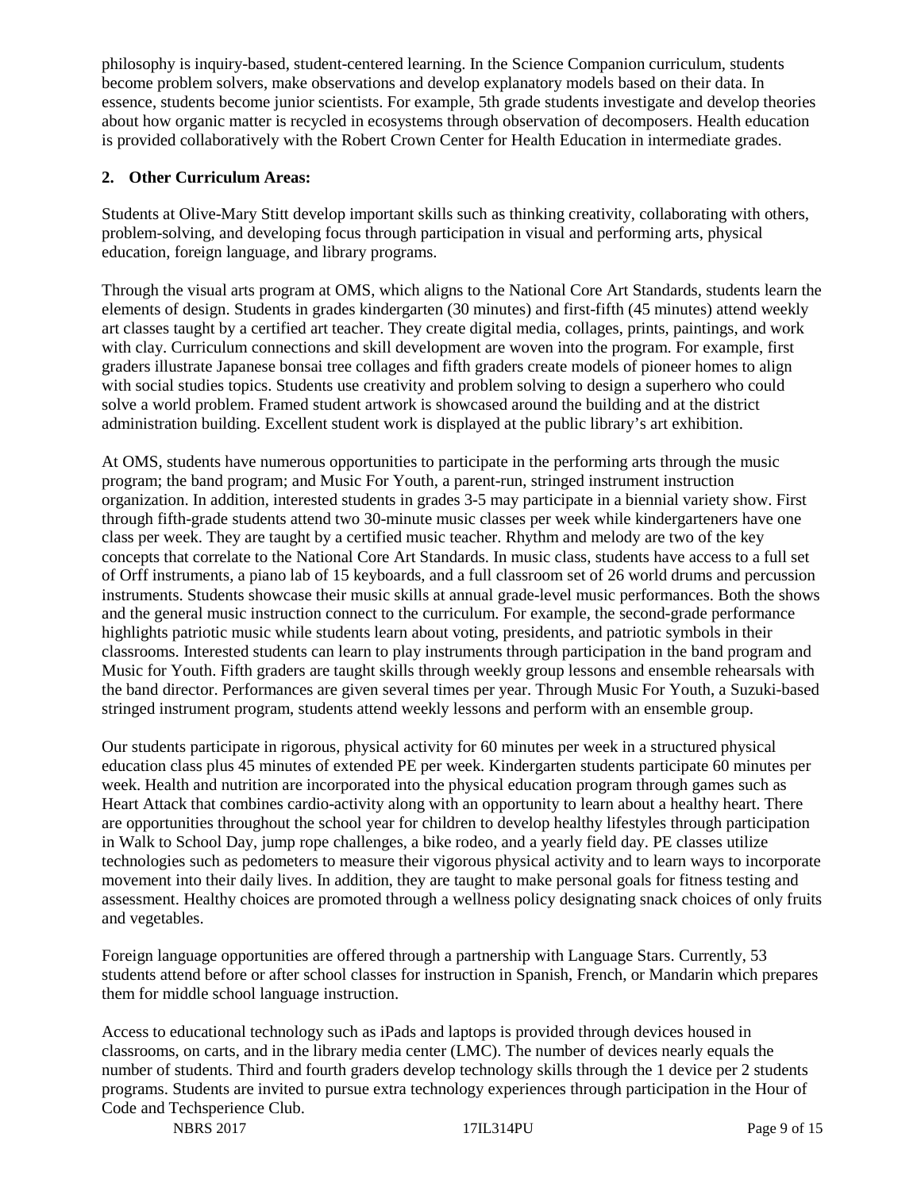philosophy is inquiry-based, student-centered learning. In the Science Companion curriculum, students become problem solvers, make observations and develop explanatory models based on their data. In essence, students become junior scientists. For example, 5th grade students investigate and develop theories about how organic matter is recycled in ecosystems through observation of decomposers. Health education is provided collaboratively with the Robert Crown Center for Health Education in intermediate grades.

**2. Other Curriculum Areas:**

Students at Olive-Mary Stitt develop important skills such as thinking creativity, collaborating with others, problem-solving, and developing focus through participation in visual and performing arts, physical education, foreign language, and library programs.

Through the visual arts program at OMS, which aligns to the National Core Art Standards, students learn the elements of design. Students in grades kindergarten (30 minutes) and first-fifth (45 minutes) attend weekly art classes taught by a certified art teacher. They create digital media, collages, prints, paintings, and work with clay. Curriculum connections and skill development are woven into the program. For example, first graders illustrate Japanese bonsai tree collages and fifth graders create models of pioneer homes to align with social studies topics. Students use creativity and problem solving to design a superhero who could solve a world problem. Framed student artwork is showcased around the building and at the district administration building. Excellent student work is displayed at the public library's art exhibition.

At OMS, students have numerous opportunities to participate in the performing arts through the music program; the band program; and Music For Youth, a parent-run, stringed instrument instruction organization. In addition, interested students in grades 3-5 may participate in a biennial variety show. First through fifth-grade students attend two 30-minute music classes per week while kindergarteners have one class per week. They are taught by a certified music teacher. Rhythm and melody are two of the key concepts that correlate to the National Core Art Standards. In music class, students have access to a full set of Orff instruments, a piano lab of 15 keyboards, and a full classroom set of 26 world drums and percussion instruments. Students showcase their music skills at annual grade-level music performances. Both the shows and the general music instruction connect to the curriculum. For example, the second-grade performance highlights patriotic music while students learn about voting, presidents, and patriotic symbols in their classrooms. Interested students can learn to play instruments through participation in the band program and Music for Youth. Fifth graders are taught skills through weekly group lessons and ensemble rehearsals with the band director. Performances are given several times per year. Through Music For Youth, a Suzuki-based stringed instrument program, students attend weekly lessons and perform with an ensemble group.

Our students participate in rigorous, physical activity for 60 minutes per week in a structured physical education class plus 45 minutes of extended PE per week. Kindergarten students participate 60 minutes per week. Health and nutrition are incorporated into the physical education program through games such as Heart Attack that combines cardio-activity along with an opportunity to learn about a healthy heart. There are opportunities throughout the school year for children to develop healthy lifestyles through participation in Walk to School Day, jump rope challenges, a bike rodeo, and a yearly field day. PE classes utilize technologies such as pedometers to measure their vigorous physical activity and to learn ways to incorporate movement into their daily lives. In addition, they are taught to make personal goals for fitness testing and assessment. Healthy choices are promoted through a wellness policy designating snack choices of only fruits and vegetables.

Foreign language opportunities are offered through a partnership with Language Stars. Currently, 53 students attend before or after school classes for instruction in Spanish, French, or Mandarin which prepares them for middle school language instruction.

Access to educational technology such as iPads and laptops is provided through devices housed in classrooms, on carts, and in the library media center (LMC). The number of devices nearly equals the number of students. Third and fourth graders develop technology skills through the 1 device per 2 students programs. Students are invited to pursue extra technology experiences through participation in the Hour of Code and Techsperience Club.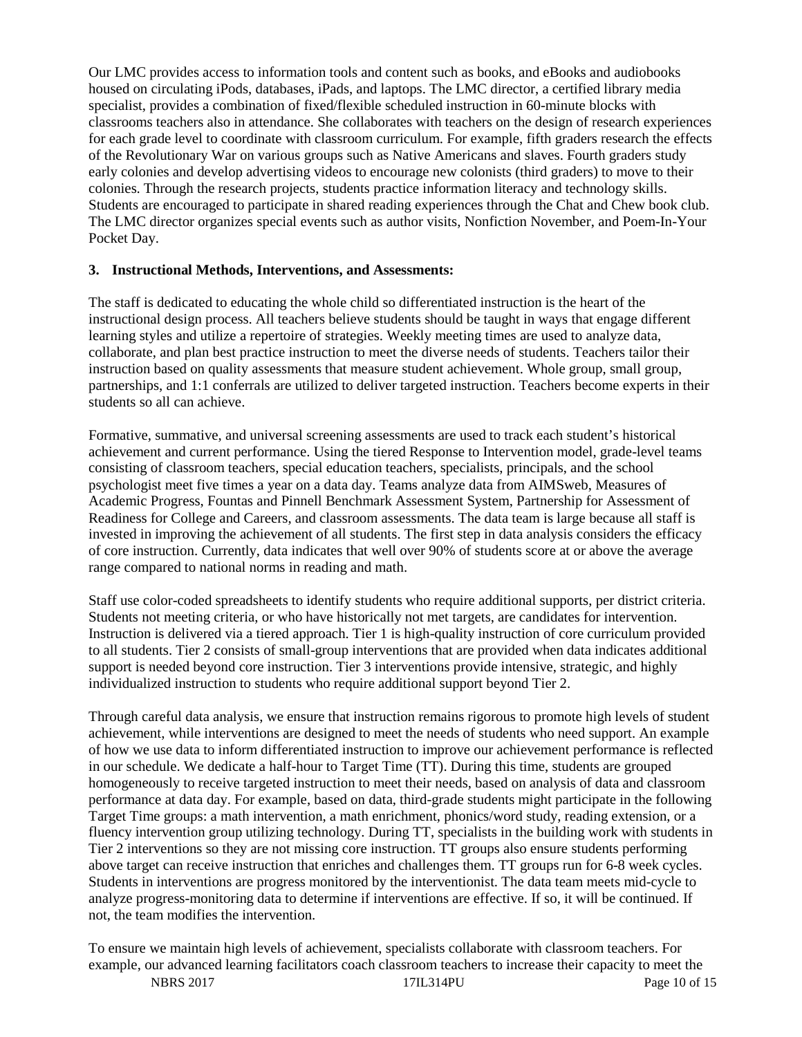Our LMC provides access to information tools and content such as books, and eBooks and audiobooks housed on circulating iPods, databases, iPads, and laptops. The LMC director, a certified library media specialist, provides a combination of fixed/flexible scheduled instruction in 60-minute blocks with classrooms teachers also in attendance. She collaborates with teachers on the design of research experiences for each grade level to coordinate with classroom curriculum. For example, fifth graders research the effects of the Revolutionary War on various groups such as Native Americans and slaves. Fourth graders study early colonies and develop advertising videos to encourage new colonists (third graders) to move to their colonies. Through the research projects, students practice information literacy and technology skills. Students are encouraged to participate in shared reading experiences through the Chat and Chew book club. The LMC director organizes special events such as author visits, Nonfiction November, and Poem-In-Your Pocket Day.

**3. Instructional Methods, Interventions, and Assessments:**

The staff is dedicated to educating the whole child so differentiated instruction is the heart of the instructional design process. All teachers believe students should be taught in ways that engage different learning styles and utilize a repertoire of strategies. Weekly meeting times are used to analyze data, collaborate, and plan best practice instruction to meet the diverse needs of students. Teachers tailor their instruction based on quality assessments that measure student achievement. Whole group, small group, partnerships, and 1:1 conferrals are utilized to deliver targeted instruction. Teachers become experts in their students so all can achieve.

Formative, summative, and universal screening assessments are used to track each student's historical achievement and current performance. Using the tiered Response to Intervention model, grade-level teams consisting of classroom teachers, special education teachers, specialists, principals, and the school psychologist meet five times a year on a data day. Teams analyze data from AIMSweb, Measures of Academic Progress, Fountas and Pinnell Benchmark Assessment System, Partnership for Assessment of Readiness for College and Careers, and classroom assessments. The data team is large because all staff is invested in improving the achievement of all students. The first step in data analysis considers the efficacy of core instruction. Currently, data indicates that well over 90% of students score at or above the average range compared to national norms in reading and math.

Staff use color-coded spreadsheets to identify students who require additional supports, per district criteria. Students not meeting criteria, or who have historically not met targets, are candidates for intervention. Instruction is delivered via a tiered approach. Tier 1 is high-quality instruction of core curriculum provided to all students. Tier 2 consists of small-group interventions that are provided when data indicates additional support is needed beyond core instruction. Tier 3 interventions provide intensive, strategic, and highly individualized instruction to students who require additional support beyond Tier 2.

Through careful data analysis, we ensure that instruction remains rigorous to promote high levels of student achievement, while interventions are designed to meet the needs of students who need support. An example of how we use data to inform differentiated instruction to improve our achievement performance is reflected in our schedule. We dedicate a half-hour to Target Time (TT). During this time, students are grouped homogeneously to receive targeted instruction to meet their needs, based on analysis of data and classroom performance at data day. For example, based on data, third-grade students might participate in the following Target Time groups: a math intervention, a math enrichment, phonics/word study, reading extension, or a fluency intervention group utilizing technology. During TT, specialists in the building work with students in Tier 2 interventions so they are not missing core instruction. TT groups also ensure students performing above target can receive instruction that enriches and challenges them. TT groups run for 6-8 week cycles. Students in interventions are progress monitored by the interventionist. The data team meets mid-cycle to analyze progress-monitoring data to determine if interventions are effective. If so, it will be continued. If not, the team modifies the intervention.

To ensure we maintain high levels of achievement, specialists collaborate with classroom teachers. For example, our advanced learning facilitators coach classroom teachers to increase their capacity to meet the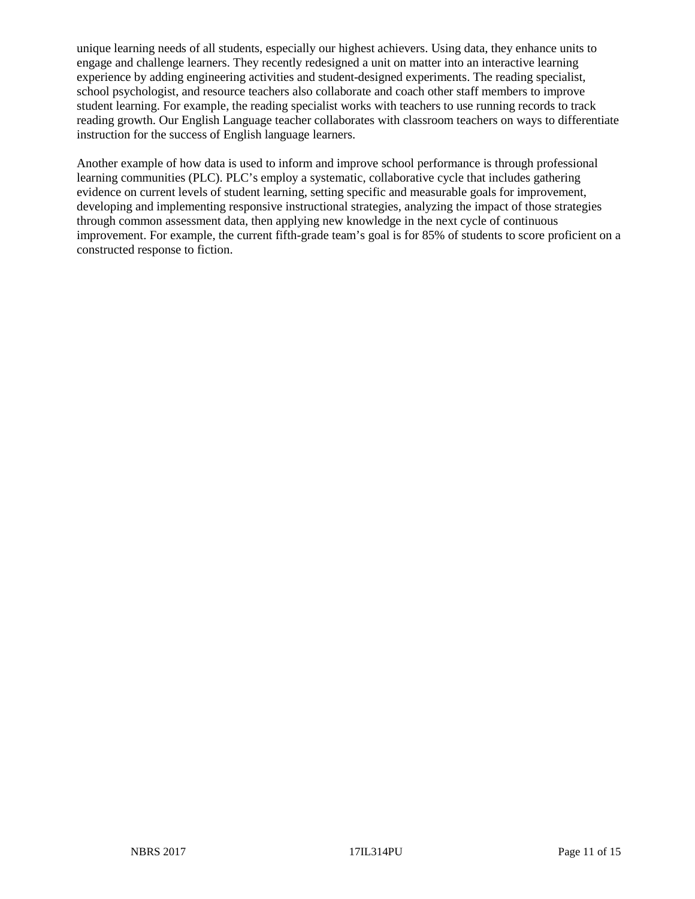unique learning needs of all students, especially our highest achievers. Using data, they enhance units to engage and challenge learners. They recently redesigned a unit on matter into an interactive learning experience by adding engineering activities and student-designed experiments. The reading specialist, school psychologist, and resource teachers also collaborate and coach other staff members to improve student learning. For example, the reading specialist works with teachers to use running records to track reading growth. Our English Language teacher collaborates with classroom teachers on ways to differentiate instruction for the success of English language learners.

Another example of how data is used to inform and improve school performance is through professional learning communities (PLC). PLC's employ a systematic, collaborative cycle that includes gathering evidence on current levels of student learning, setting specific and measurable goals for improvement, developing and implementing responsive instructional strategies, analyzing the impact of those strategies through common assessment data, then applying new knowledge in the next cycle of continuous improvement. For example, the current fifth-grade team's goal is for 85% of students to score proficient on a constructed response to fiction.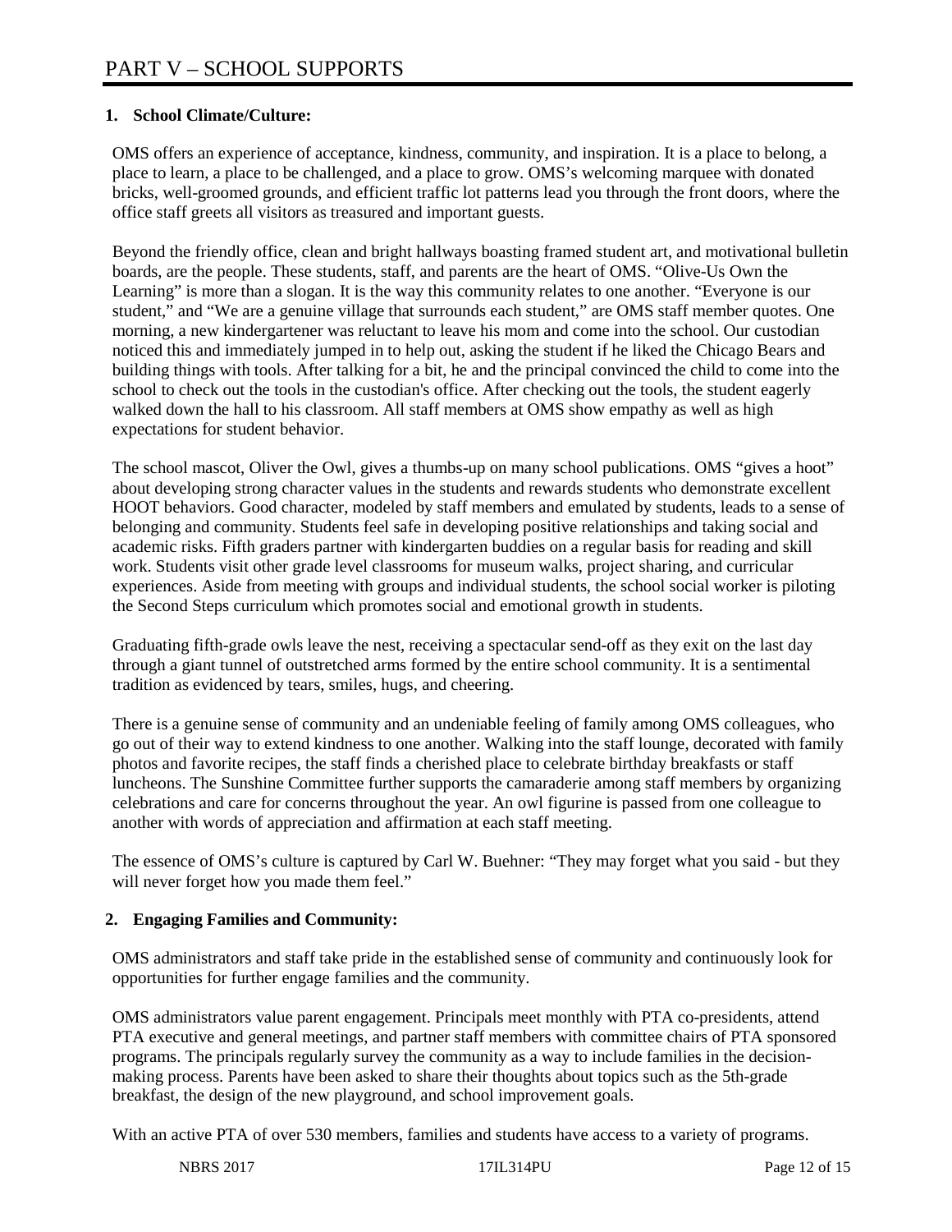# PART V – SCHOOL SUPPORTS

**1. School Climate/Culture:**

OMS offers an experience of acceptance, kindness, community, and inspiration. It is a place to belong, a place to learn, a place to be challenged, and a place to grow. OMS's welcoming marquee with donated bricks, well-groomed grounds, and efficient traffic lot patterns lead you through the front doors, where the office staff greets all visitors as treasured and important guests.

Beyond the friendly office, clean and bright hallways boasting framed student art, and motivational bulletin boards, are the people. These students, staff, and parents are the heart of OMS. "Olive-Us Own the Learning" is more than a slogan. It is the way this community relates to one another. "Everyone is our student," and "We are a genuine village that surrounds each student," are OMS staff member quotes. One morning, a new kindergartener was reluctant to leave his mom and come into the school. Our custodian noticed this and immediately jumped in to help out, asking the student if he liked the Chicago Bears and building things with tools. After talking for a bit, he and the principal convinced the child to come into the school to check out the tools in the custodian's office. After checking out the tools, the student eagerly walked down the hall to his classroom. All staff members at OMS show empathy as well as high expectations for student behavior.

The school mascot, Oliver the Owl, gives a thumbs-up on many school publications. OMS "gives a hoot" about developing strong character values in the students and rewards students who demonstrate excellent HOOT behaviors. Good character, modeled by staff members and emulated by students, leads to a sense of belonging and community. Students feel safe in developing positive relationships and taking social and academic risks. Fifth graders partner with kindergarten buddies on a regular basis for reading and skill work. Students visit other grade level classrooms for museum walks, project sharing, and curricular experiences. Aside from meeting with groups and individual students, the school social worker is piloting the Second Steps curriculum which promotes social and emotional growth in students.

Graduating fifth-grade owls leave the nest, receiving a spectacular send-off as they exit on the last day through a giant tunnel of outstretched arms formed by the entire school community. It is a sentimental tradition as evidenced by tears, smiles, hugs, and cheering.

There is a genuine sense of community and an undeniable feeling of family among OMS colleagues, who go out of their way to extend kindness to one another. Walking into the staff lounge, decorated with family photos and favorite recipes, the staff finds a cherished place to celebrate birthday breakfasts or staff luncheons. The Sunshine Committee further supports the camaraderie among staff members by organizing celebrations and care for concerns throughout the year. An owl figurine is passed from one colleague to another with words of appreciation and affirmation at each staff meeting.

The essence of OMS's culture is captured by Carl W. Buehner: "They may forget what you said - but they will never forget how you made them feel."

**2. Engaging Families and Community:**

OMS administrators and staff take pride in the established sense of community and continuously look for opportunities for further engage families and the community.

OMS administrators value parent engagement. Principals meet monthly with PTA co-presidents, attend PTA executive and general meetings, and partner staff members with committee chairs of PTA sponsored programs. The principals regularly survey the community as a way to include families in the decision-making process. Parents have been asked to share their thoughts about topics such as the 5th-grade breakfast, the design of the new playground, and school improvement goals.

With an active PTA of over 530 members, families and students have access to a variety of programs.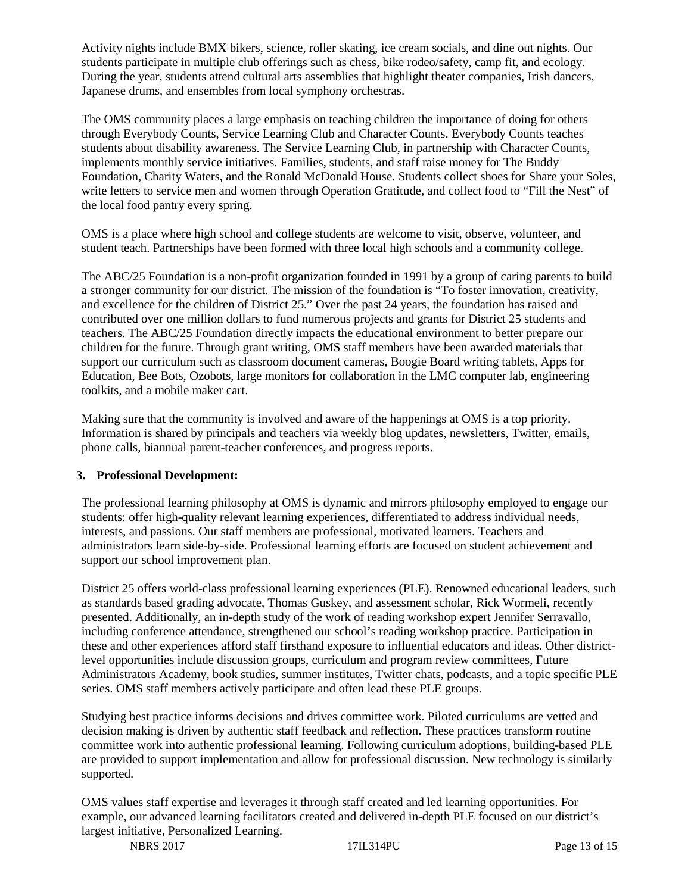Activity nights include BMX bikers, science, roller skating, ice cream socials, and dine out nights. Our students participate in multiple club offerings such as chess, bike rodeo/safety, camp fit, and ecology. During the year, students attend cultural arts assemblies that highlight theater companies, Irish dancers, Japanese drums, and ensembles from local symphony orchestras.

The OMS community places a large emphasis on teaching children the importance of doing for others through Everybody Counts, Service Learning Club and Character Counts. Everybody Counts teaches students about disability awareness. The Service Learning Club, in partnership with Character Counts, implements monthly service initiatives. Families, students, and staff raise money for The Buddy Foundation, Charity Waters, and the Ronald McDonald House. Students collect shoes for Share your Soles, write letters to service men and women through Operation Gratitude, and collect food to "Fill the Nest" of the local food pantry every spring.

OMS is a place where high school and college students are welcome to visit, observe, volunteer, and student teach. Partnerships have been formed with three local high schools and a community college.

The ABC/25 Foundation is a non-profit organization founded in 1991 by a group of caring parents to build a stronger community for our district. The mission of the foundation is "To foster innovation, creativity, and excellence for the children of District 25." Over the past 24 years, the foundation has raised and contributed over one million dollars to fund numerous projects and grants for District 25 students and teachers. The ABC/25 Foundation directly impacts the educational environment to better prepare our children for the future. Through grant writing, OMS staff members have been awarded materials that support our curriculum such as classroom document cameras, Boogie Board writing tablets, Apps for Education, Bee Bots, Ozobots, large monitors for collaboration in the LMC computer lab, engineering toolkits, and a mobile maker cart.

Making sure that the community is involved and aware of the happenings at OMS is a top priority. Information is shared by principals and teachers via weekly blog updates, newsletters, Twitter, emails, phone calls, biannual parent-teacher conferences, and progress reports.

### 3. Professional Development:

The professional learning philosophy at OMS is dynamic and mirrors philosophy employed to engage our students: offer high-quality relevant learning experiences, differentiated to address individual needs, interests, and passions. Our staff members are professional, motivated learners. Teachers and administrators learn side-by-side. Professional learning efforts are focused on student achievement and support our school improvement plan.

District 25 offers world-class professional learning experiences (PLE). Renowned educational leaders, such as standards based grading advocate, Thomas Guskey, and assessment scholar, Rick Wormeli, recently presented. Additionally, an in-depth study of the work of reading workshop expert Jennifer Serravallo, including conference attendance, strengthened our school's reading workshop practice. Participation in these and other experiences afford staff firsthand exposure to influential educators and ideas. Other district-level opportunities include discussion groups, curriculum and program review committees, Future Administrators Academy, book studies, summer institutes, Twitter chats, podcasts, and a topic specific PLE series. OMS staff members actively participate and often lead these PLE groups.

Studying best practice informs decisions and drives committee work. Piloted curriculums are vetted and decision making is driven by authentic staff feedback and reflection. These practices transform routine committee work into authentic professional learning. Following curriculum adoptions, building-based PLE are provided to support implementation and allow for professional discussion. New technology is similarly supported.

OMS values staff expertise and leverages it through staff created and led learning opportunities. For example, our advanced learning facilitators created and delivered in-depth PLE focused on our district's largest initiative, Personalized Learning.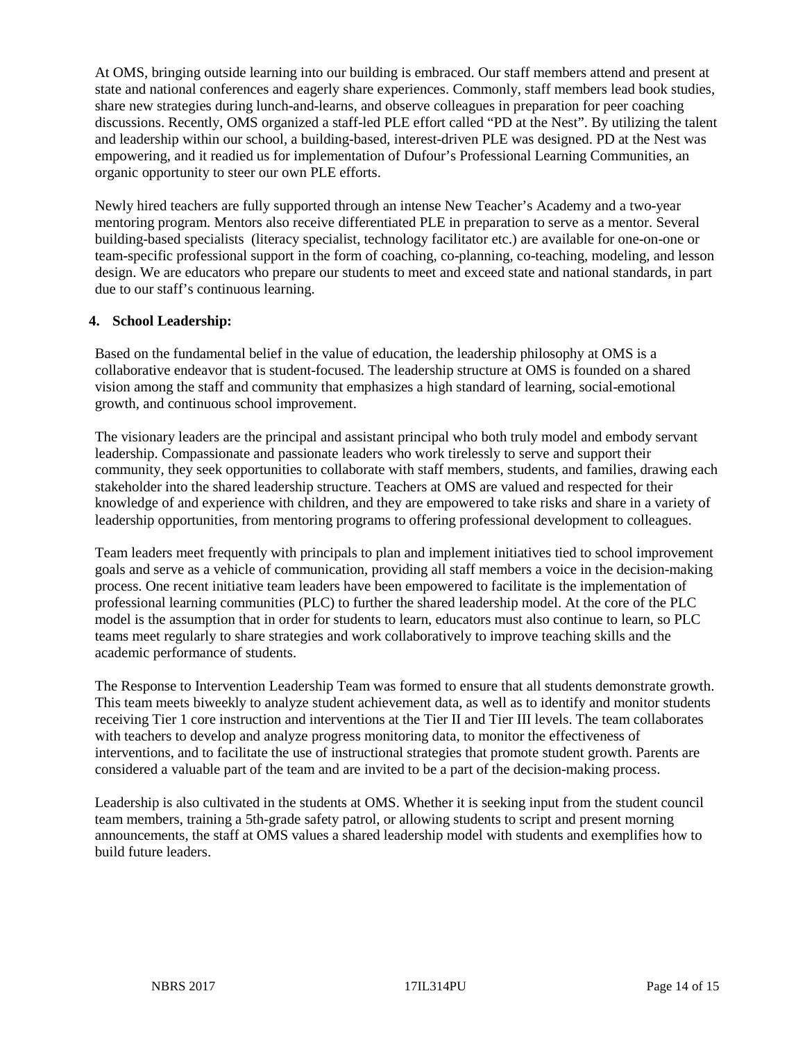At OMS, bringing outside learning into our building is embraced. Our staff members attend and present at state and national conferences and eagerly share experiences. Commonly, staff members lead book studies, share new strategies during lunch-and-learns, and observe colleagues in preparation for peer coaching discussions. Recently, OMS organized a staff-led PLE effort called "PD at the Nest". By utilizing the talent and leadership within our school, a building-based, interest-driven PLE was designed. PD at the Nest was empowering, and it readied us for implementation of Dufour's Professional Learning Communities, an organic opportunity to steer our own PLE efforts.

Newly hired teachers are fully supported through an intense New Teacher's Academy and a two-year mentoring program. Mentors also receive differentiated PLE in preparation to serve as a mentor. Several building-based specialists (literacy specialist, technology facilitator etc.) are available for one-on-one or team-specific professional support in the form of coaching, co-planning, co-teaching, modeling, and lesson design. We are educators who prepare our students to meet and exceed state and national standards, in part due to our staff's continuous learning.

**4. School Leadership:**

Based on the fundamental belief in the value of education, the leadership philosophy at OMS is a collaborative endeavor that is student-focused. The leadership structure at OMS is founded on a shared vision among the staff and community that emphasizes a high standard of learning, social-emotional growth, and continuous school improvement.

The visionary leaders are the principal and assistant principal who both truly model and embody servant leadership. Compassionate and passionate leaders who work tirelessly to serve and support their community, they seek opportunities to collaborate with staff members, students, and families, drawing each stakeholder into the shared leadership structure. Teachers at OMS are valued and respected for their knowledge of and experience with children, and they are empowered to take risks and share in a variety of leadership opportunities, from mentoring programs to offering professional development to colleagues.

Team leaders meet frequently with principals to plan and implement initiatives tied to school improvement goals and serve as a vehicle of communication, providing all staff members a voice in the decision-making process. One recent initiative team leaders have been empowered to facilitate is the implementation of professional learning communities (PLC) to further the shared leadership model. At the core of the PLC model is the assumption that in order for students to learn, educators must also continue to learn, so PLC teams meet regularly to share strategies and work collaboratively to improve teaching skills and the academic performance of students.

The Response to Intervention Leadership Team was formed to ensure that all students demonstrate growth. This team meets biweekly to analyze student achievement data, as well as to identify and monitor students receiving Tier 1 core instruction and interventions at the Tier II and Tier III levels. The team collaborates with teachers to develop and analyze progress monitoring data, to monitor the effectiveness of interventions, and to facilitate the use of instructional strategies that promote student growth. Parents are considered a valuable part of the team and are invited to be a part of the decision-making process.

Leadership is also cultivated in the students at OMS. Whether it is seeking input from the student council team members, training a 5th-grade safety patrol, or allowing students to script and present morning announcements, the staff at OMS values a shared leadership model with students and exemplifies how to build future leaders.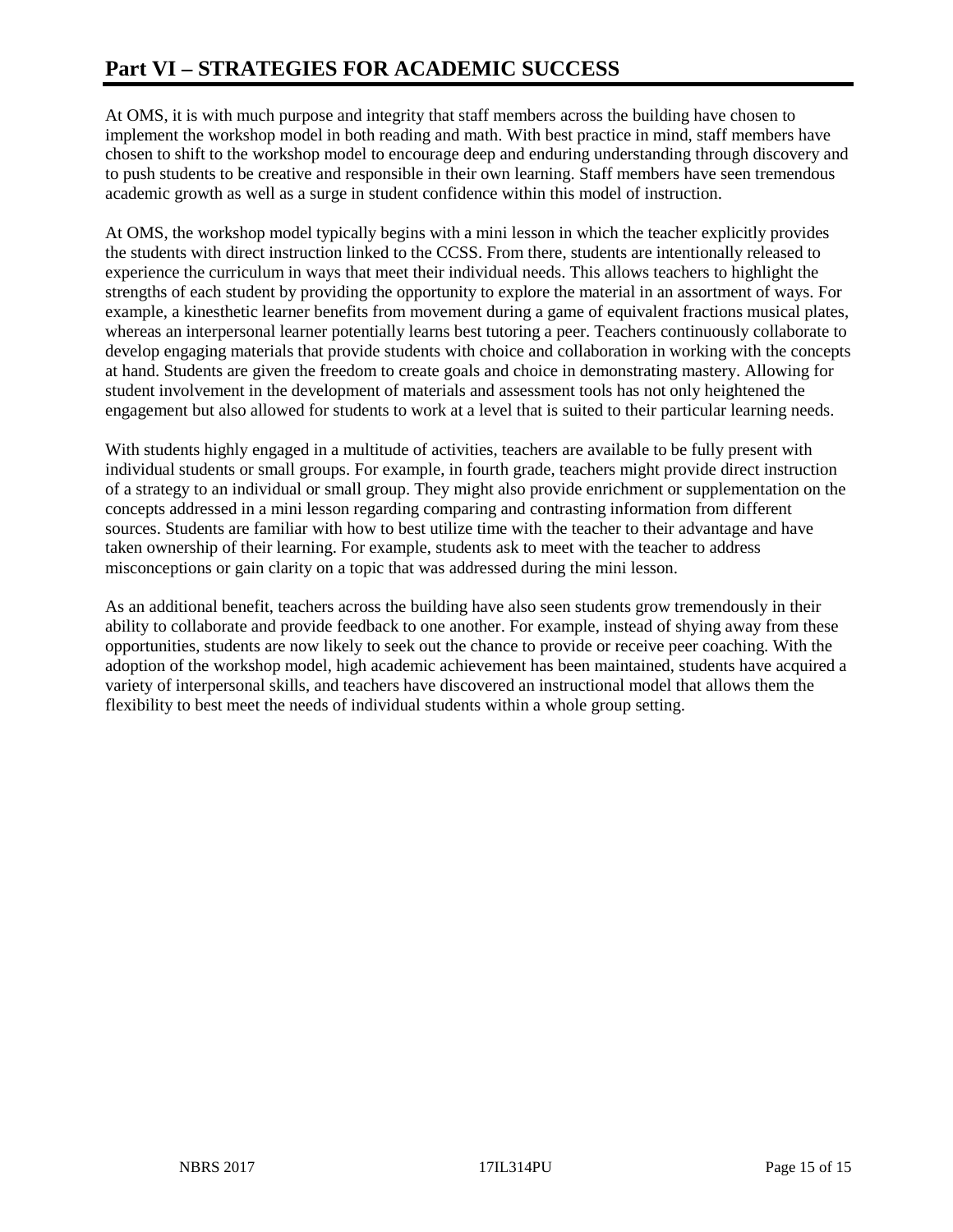# Part VI – STRATEGIES FOR ACADEMIC SUCCESS

At OMS, it is with much purpose and integrity that staff members across the building have chosen to implement the workshop model in both reading and math. With best practice in mind, staff members have chosen to shift to the workshop model to encourage deep and enduring understanding through discovery and to push students to be creative and responsible in their own learning. Staff members have seen tremendous academic growth as well as a surge in student confidence within this model of instruction.

At OMS, the workshop model typically begins with a mini lesson in which the teacher explicitly provides the students with direct instruction linked to the CCSS. From there, students are intentionally released to experience the curriculum in ways that meet their individual needs. This allows teachers to highlight the strengths of each student by providing the opportunity to explore the material in an assortment of ways. For example, a kinesthetic learner benefits from movement during a game of equivalent fractions musical plates, whereas an interpersonal learner potentially learns best tutoring a peer. Teachers continuously collaborate to develop engaging materials that provide students with choice and collaboration in working with the concepts at hand. Students are given the freedom to create goals and choice in demonstrating mastery. Allowing for student involvement in the development of materials and assessment tools has not only heightened the engagement but also allowed for students to work at a level that is suited to their particular learning needs.

With students highly engaged in a multitude of activities, teachers are available to be fully present with individual students or small groups. For example, in fourth grade, teachers might provide direct instruction of a strategy to an individual or small group. They might also provide enrichment or supplementation on the concepts addressed in a mini lesson regarding comparing and contrasting information from different sources. Students are familiar with how to best utilize time with the teacher to their advantage and have taken ownership of their learning. For example, students ask to meet with the teacher to address misconceptions or gain clarity on a topic that was addressed during the mini lesson.

As an additional benefit, teachers across the building have also seen students grow tremendously in their ability to collaborate and provide feedback to one another. For example, instead of shying away from these opportunities, students are now likely to seek out the chance to provide or receive peer coaching. With the adoption of the workshop model, high academic achievement has been maintained, students have acquired a variety of interpersonal skills, and teachers have discovered an instructional model that allows them the flexibility to best meet the needs of individual students within a whole group setting.